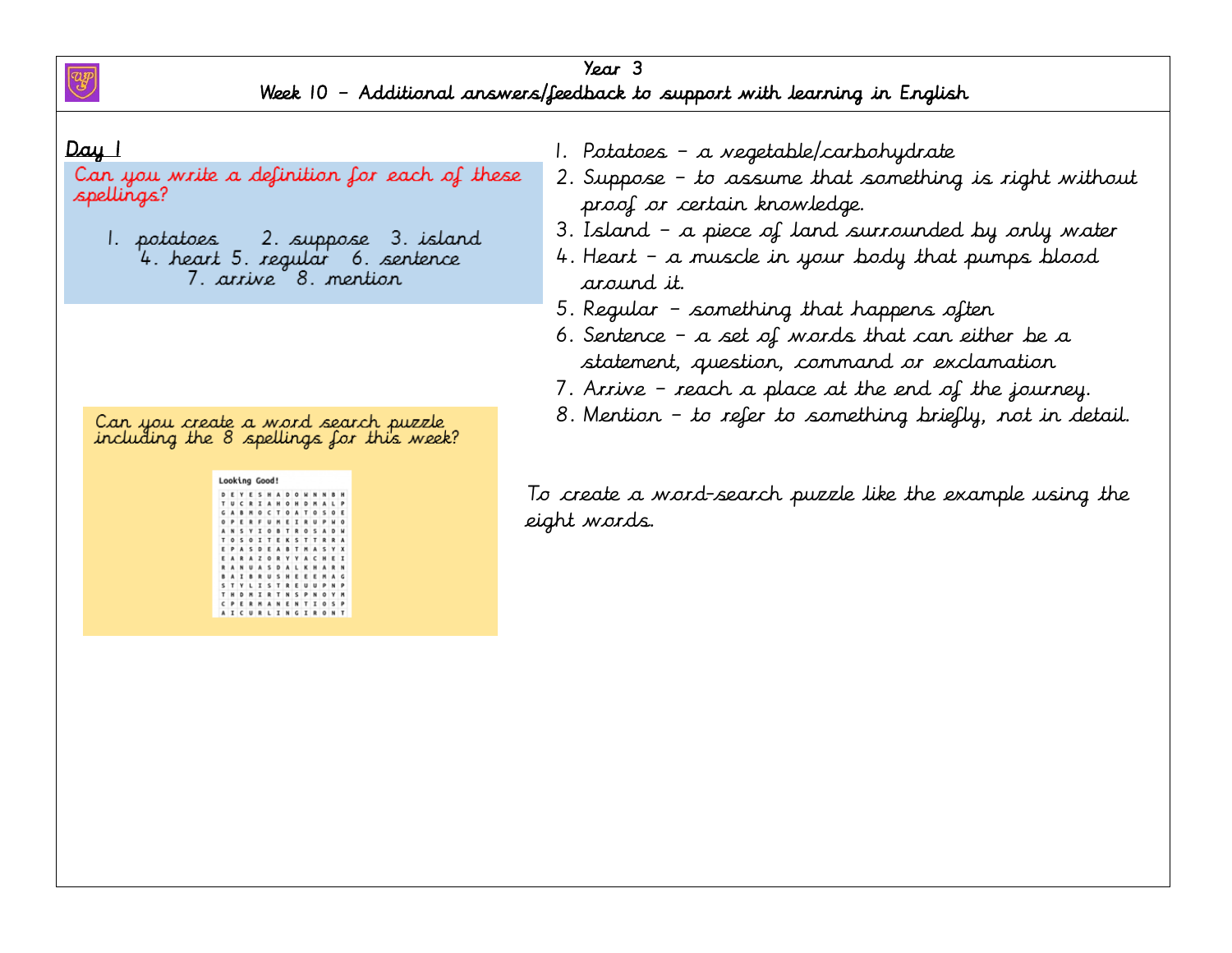# Year 3

## Week 10 – Additional answers/feedback to support with learning in English

### Day 1

Can you write a definition for each of these spellings?

1. potatoes 2. suppose 3. island
4. heart 5. regular 6. sentence
7. arrive 8. mention

1. Potatoes – a vegetable/carbohydrate
2. Suppose – to assume that something is right without proof or certain knowledge.
3. Island – a piece of land surrounded by only water
4. Heart – a muscle in your body that pumps blood around it.
5. Regular – something that happens often
6. Sentence – a set of words that can either be a statement, question, command or exclamation
7. Arrive – reach a place at the end of the journey.
8. Mention – to refer to something briefly, not in detail.

Can you create a word search puzzle including the 8 spellings for this week?

Looking Good!

```
D E Y E S H A D O W N N B H
T U C R I A H O H D M A L P
G A B M O C T O A T O S O E
O P E R F U M E I R U P W O
A N S Y I O B T R O S A D W
T O S O I T E K S T T R R A
E P A S D E A B T M A S Y X
E A R A Z O R Y Y A C H E I
R A N U A S D A L K H A R N
B A I B R U S H E E E M A G
S T Y L I S T R E U U P N P
T H D M I R T N S P N O Y M
C P E R M A N E N T I O S P
A I C U R L I N G I R O N T
```

To create a word-search puzzle like the example using the eight words.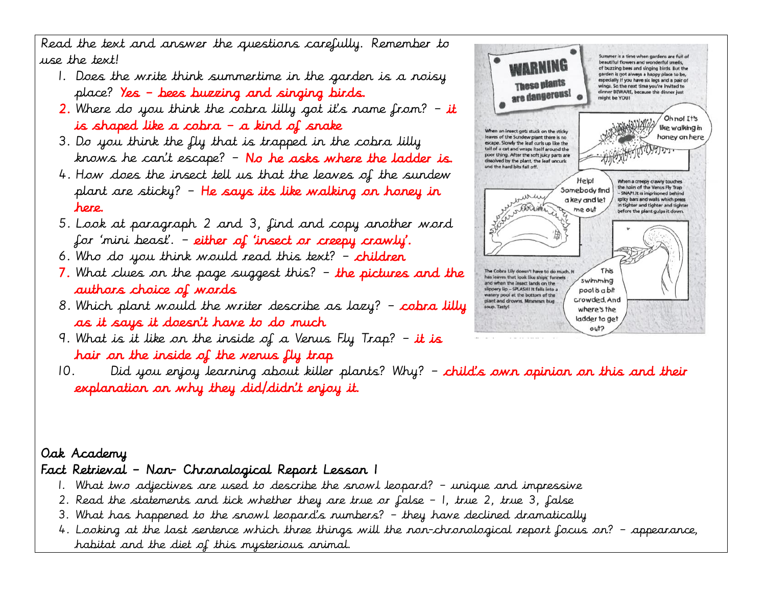Read the text and answer the questions carefully. Remember to use the text!

1. Does the write think summertime in the garden is a noisy place? Yes – bees buzzing and singing birds.
2. Where do you think the cobra lilly got it's name from? – it is shaped like a cobra – a kind of snake
3. Do you think the fly that is trapped in the cobra lilly knows he can't escape? – No he asks where the ladder is.
4. How does the insect tell us that the leaves of the sundew plant are sticky? – He says its like walking on honey in here.
5. Look at paragraph 2 and 3, find and copy another word for 'mini beast'. – either of 'insect or creepy crawly'.
6. Who do you think would read this text? – children
7. What clues on the page suggest this? – the pictures and the authors choice of words
8. Which plant would the writer describe as lazy? – cobra lilly as it says it doesn't have to do much
9. What is it like on the inside of a Venus Fly Trap? – it is hair on the inside of the venus fly trap
10. Did you enjoy learning about killer plants? Why? – child's own opinion on this and their explanation on why they did/didn't enjoy it.

WARNING
These plants are dangerous!

Summer is a time when gardens are full of beautiful flowers and wonderful smells, of buzzing bees and singing birds. But the garden is not always a happy place to be, especially if you have six legs and a pair of wings. So the next time you're invited to dinner BEWARE, because the dinner just might be YOU!

When an insect gets stuck on the sticky leaves of the Sundew plant there is no escape. Slowly the leaf curls up like the tail of a cat and wraps itself around the poor thing. After the soft juicy parts are dissolved by the plant, the leaf uncurls and the hard bits fall off.

Oh no! It's like walking in honey on here

When a creepy crawly touches the hairs of the Venus Fly Trap – SNAP! It is imprisoned behind spiky bars and walls which press in tighter and tighter and tighter before the plant gulps it down.

Help! Somebody find a key and let me out

The Cobra Lily doesn't have to do much. It has leaves that look like ships' funnels and when the insect lands on the slippery lip – SPLASH! It falls into a watery pool at the bottom of the plant and drowns. Mmmmm bug soup. Tasty!

This swimming pool is a bit crowded. And where's the ladder to get out?

## Oak Academy

## Fact Retrieval – Non- Chronological Report Lesson 1

1. What two adjectives are used to describe the snowl leopard? – unique and impressive
2. Read the statements and tick whether they are true or false – 1, true 2, true 3, false
3. What has happened to the snowl leopard's numbers? – they have declined dramatically
4. Looking at the last sentence which three things will the non-chronological report focus on? – appearance, habitat and the diet of this mysterious animal.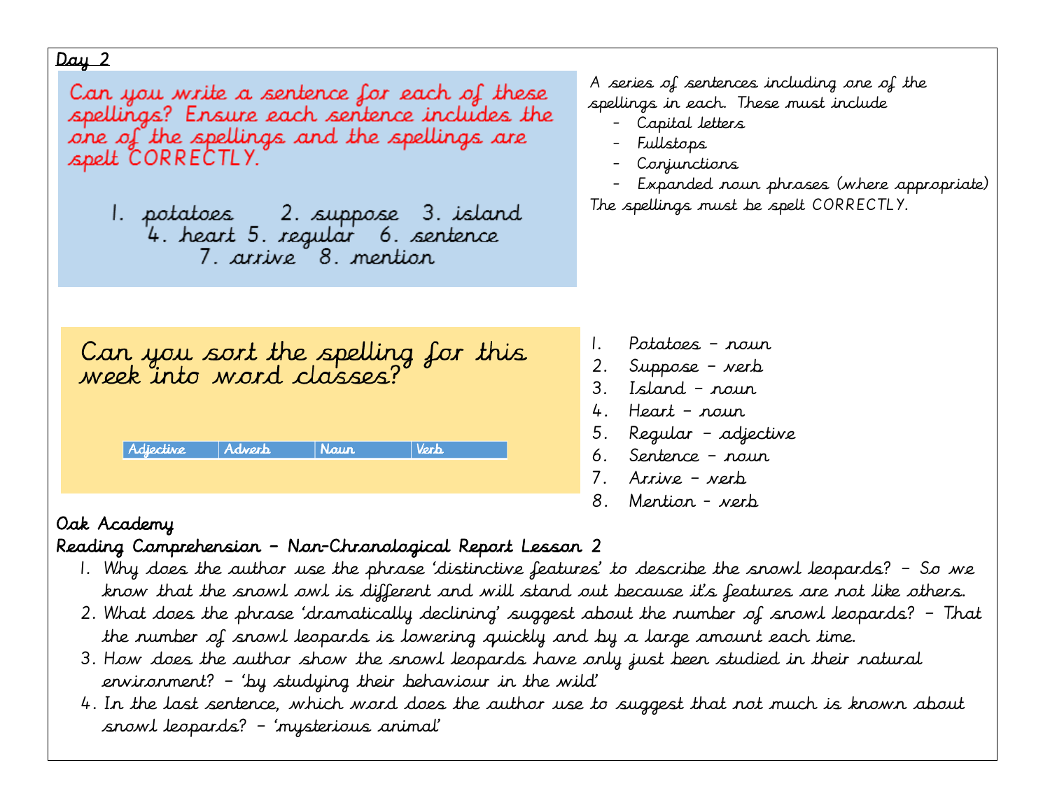Day 2

Can you write a sentence for each of these spellings? Ensure each sentence includes the one of the spellings and the spellings are spelt CORRECTLY.

1. potatoes 2. suppose 3. island 4. heart 5. regular 6. sentence 7. arrive 8. mention

A series of sentences including one of the spellings in each. These must include

- Capital letters
- Fullstops
- Conjunctions
- Expanded noun phrases (where appropriate)

The spellings must be spelt CORRECTLY.

Can you sort the spelling for this week into word classes?

| Adjective | Adverb | Noun | Verb |
|---|---|---|---|

1. Potatoes – noun
2. Suppose – verb
3. Island – noun
4. Heart – noun
5. Regular – adjective
6. Sentence – noun
7. Arrive – verb
8. Mention – verb

Oak Academy

Reading Comprehension – Non-Chronological Report Lesson 2

1. Why does the author use the phrase 'distinctive features' to describe the snowl leopards? – So we know that the snowl owl is different and will stand out because it's features are not like others.
2. What does the phrase 'dramatically declining' suggest about the number of snowl leopards? – That the number of snowl leopards is lowering quickly and by a large amount each time.
3. How does the author show the snowl leopards have only just been studied in their natural environment? – 'by studying their behaviour in the wild'
4. In the last sentence, which word does the author use to suggest that not much is known about snowl leopards? – 'mysterious animal'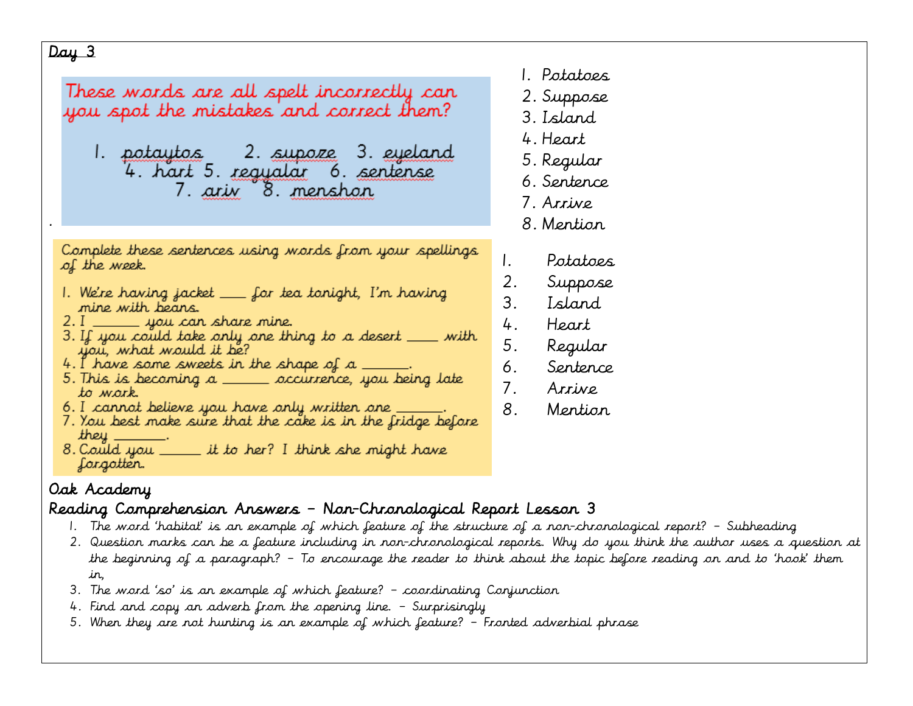Day 3

These words are all spelt incorrectly can you spot the mistakes and correct them?

1. potaytos 2. supoze 3. eyeland 4. hart 5. regualar 6. sentense 7. ariv 8. menshon

.

Complete these sentences using words from your spellings of the week.

1. We're having jacket ____ for tea tonight, I'm having mine with beans.
2. I ______ you can share mine.
3. If you could take only one thing to a desert ____ with you, what would it be?
4. I have some sweets in the shape of a ______.
5. This is becoming a ______ occurrence, you being late to work.
6. I cannot believe you have only written one ______.
7. You best make sure that the cake is in the fridge before they _______.
8. Could you ______ it to her? I think she might have forgotten.

1. Potatoes
2. Suppose
3. Island
4. Heart
5. Regular
6. Sentence
7. Arrive
8. Mention

1. Potatoes
2. Suppose
3. Island
4. Heart
5. Regular
6. Sentence
7. Arrive
8. Mention

Oak Academy

Reading Comprehension Answers – Non-Chronological Report Lesson 3

1. The word 'habitat' is an example of which feature of the structure of a non-chronological report? – Subheading
2. Question marks can be a feature including in non-chronological reports. Why do you think the author uses a question at the beginning of a paragraph? – To encourage the reader to think about the topic before reading on and to 'hook' them in,
3. The word 'so' is an example of which feature? – coordinating Conjunction
4. Find and copy an adverb from the opening line. – Surprisingly
5. When they are not hunting is an example of which feature? – Fronted adverbial phrase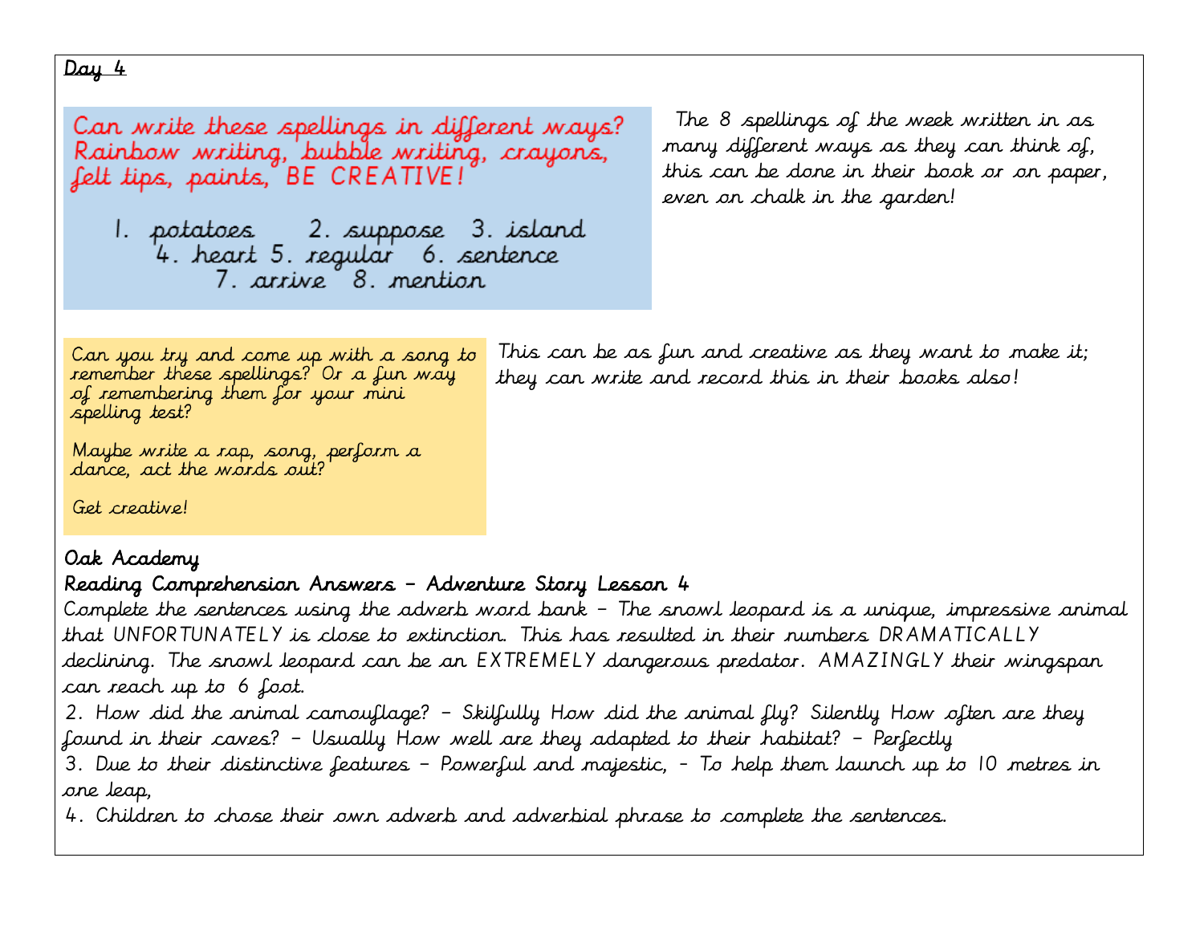Day 4

Can write these spellings in different ways? Rainbow writing, bubble writing, crayons, felt tips, paints, BE CREATIVE!

1. potatoes 2. suppose 3. island
4. heart 5. regular 6. sentence
7. arrive 8. mention

The 8 spellings of the week written in as many different ways as they can think of, this can be done in their book or on paper, even on chalk in the garden!

Can you try and come up with a song to remember these spellings? Or a fun way of remembering them for your mini spelling test?

Maybe write a rap, song, perform a dance, act the words out?

Get creative!

This can be as fun and creative as they want to make it; they can write and record this in their books also!

Oak Academy

Reading Comprehension Answers – Adventure Story Lesson 4

Complete the sentences using the adverb word bank – The snowl leopard is a unique, impressive animal that UNFORTUNATELY is close to extinction. This has resulted in their numbers DRAMATICALLY declining. The snowl leopard can be an EXTREMELY dangerous predator. AMAZINGLY their wingspan can reach up to 6 foot.

2. How did the animal camouflage? – Skilfully How did the animal fly? Silently How often are they found in their caves? – Usually How well are they adapted to their habitat? – Perfectly

3. Due to their distinctive features – Powerful and majestic, - To help them launch up to 10 metres in one leap,

4. Children to chose their own adverb and adverbial phrase to complete the sentences.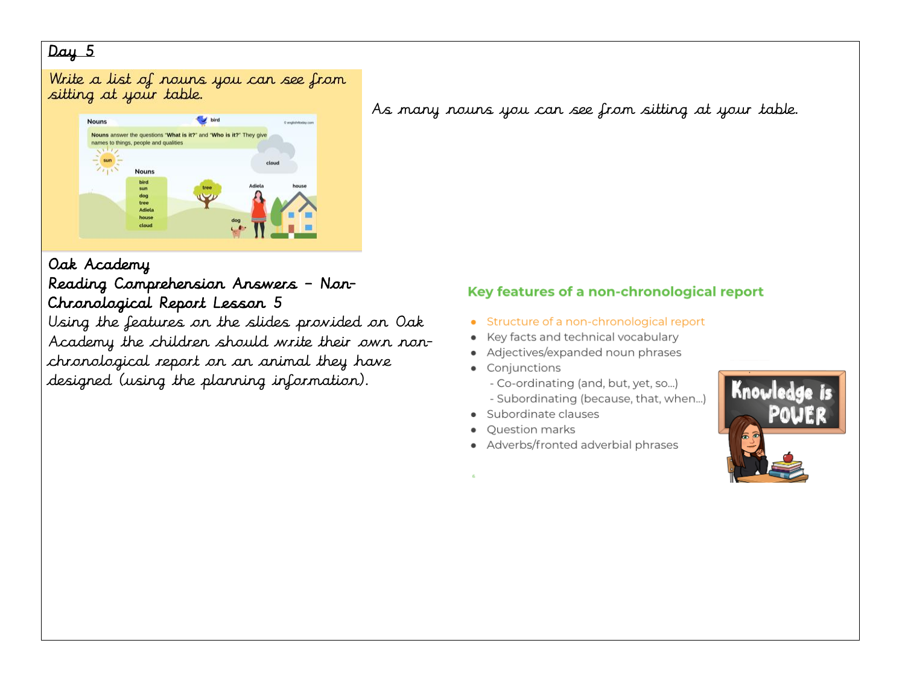Day 5

Write a list of nouns you can see from sitting at your table.

As many nouns you can see from sitting at your table.

Oak Academy

Reading Comprehension Answers – Non-Chronological Report Lesson 5

Using the features on the slides provided on Oak Academy the children should write their own non-chronological report on an animal they have designed (using the planning information).

**Key features of a non-chronological report**

- Structure of a non-chronological report
- Key facts and technical vocabulary
- Adjectives/expanded noun phrases
- Conjunctions
  - Co-ordinating (and, but, yet, so...)
  - Subordinating (because, that, when...)
- Subordinate clauses
- Question marks
- Adverbs/fronted adverbial phrases